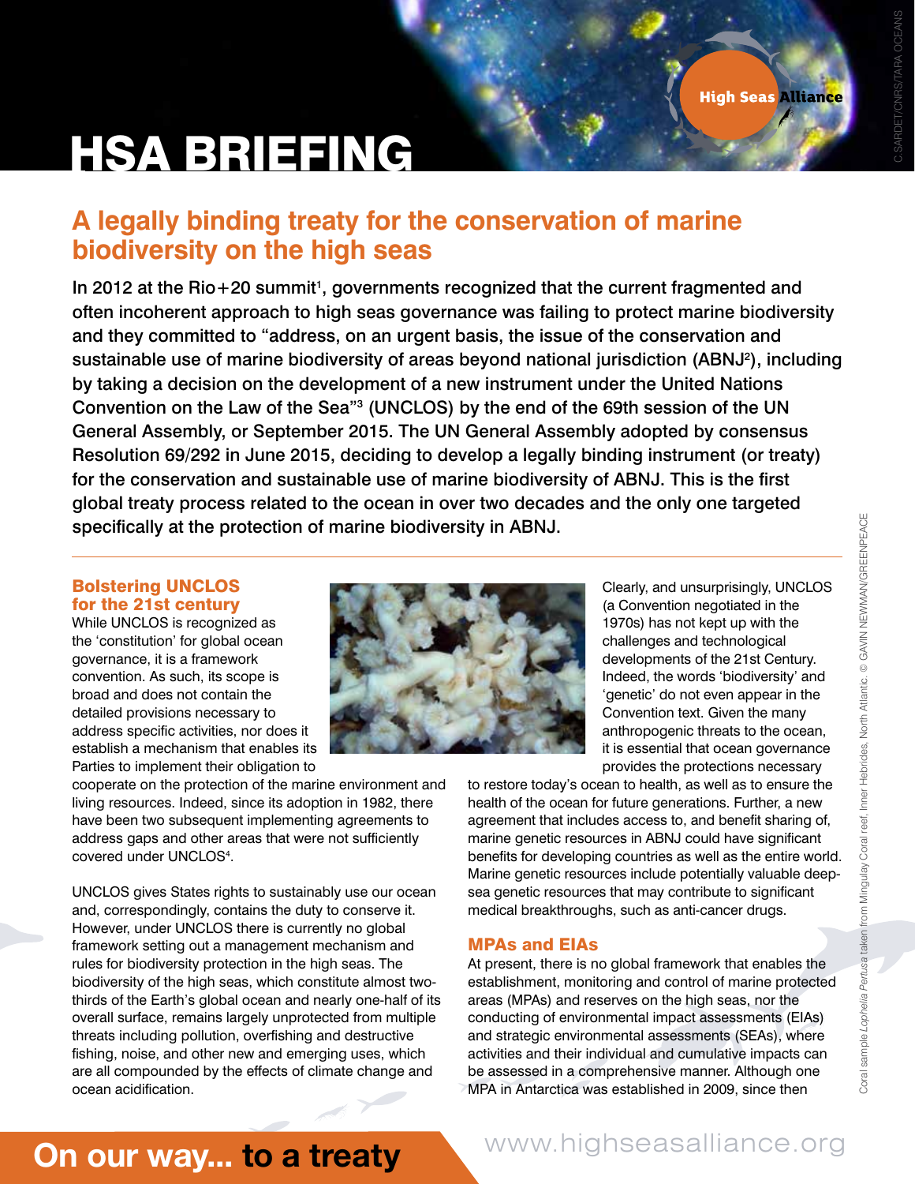# HSA BRIEFING

## A legally binding treaty for the conservation of marine biodiversity on the high seas

**In 2012 at the Rio+20 summit[1], governments recognized that the current fragmented and often incoherent approach to high seas governance was failing to protect marine biodiversity and they committed to "address, on an urgent basis, the issue of the conservation and sustainable use of marine biodiversity of areas beyond national jurisdiction (ABNJ[2]), including by taking a decision on the development of a new instrument under the United Nations Convention on the Law of the Sea"[3] (UNCLOS) by the end of the 69th session of the UN General Assembly, or September 2015. The UN General Assembly adopted by consensus Resolution 69/292 in June 2015, deciding to develop a legally binding instrument (or treaty) for the conservation and sustainable use of marine biodiversity of ABNJ. This is the first global treaty process related to the ocean in over two decades and the only one targeted specifically at the protection of marine biodiversity in ABNJ.**

### Bolstering UNCLOS for the 21st century

While UNCLOS is recognized as the 'constitution' for global ocean governance, it is a framework convention. As such, its scope is broad and does not contain the detailed provisions necessary to address specific activities, nor does it establish a mechanism that enables its Parties to implement their obligation to cooperate on the protection of the marine environment and living resources. Indeed, since its adoption in 1982, there have been two subsequent implementing agreements to address gaps and other areas that were not sufficiently covered under UNCLOS[4].

UNCLOS gives States rights to sustainably use our ocean and, correspondingly, contains the duty to conserve it. However, under UNCLOS there is currently no global framework setting out a management mechanism and rules for biodiversity protection in the high seas. The biodiversity of the high seas, which constitute almost two-thirds of the Earth's global ocean and nearly one-half of its overall surface, remains largely unprotected from multiple threats including pollution, overfishing and destructive fishing, noise, and other new and emerging uses, which are all compounded by the effects of climate change and ocean acidification.

Clearly, and unsurprisingly, UNCLOS (a Convention negotiated in the 1970s) has not kept up with the challenges and technological developments of the 21st Century. Indeed, the words 'biodiversity' and 'genetic' do not even appear in the Convention text. Given the many anthropogenic threats to the ocean, it is essential that ocean governance provides the protections necessary to restore today's ocean to health, as well as to ensure the health of the ocean for future generations. Further, a new agreement that includes access to, and benefit sharing of, marine genetic resources in ABNJ could have significant benefits for developing countries as well as the entire world. Marine genetic resources include potentially valuable deep-sea genetic resources that may contribute to significant medical breakthroughs, such as anti-cancer drugs.

Coral sample *Lophelia Pertusa* taken from Mingulay Coral reef, Inner Hebrides, North Atlantic. © GAVIN NEWMAN/GREENPEACE

### MPAs and EIAs

At present, there is no global framework that enables the establishment, monitoring and control of marine protected areas (MPAs) and reserves on the high seas, nor the conducting of environmental impact assessments (EIAs) and strategic environmental assessments (SEAs), where activities and their individual and cumulative impacts can be assessed in a comprehensive manner. Although one MPA in Antarctica was established in 2009, since then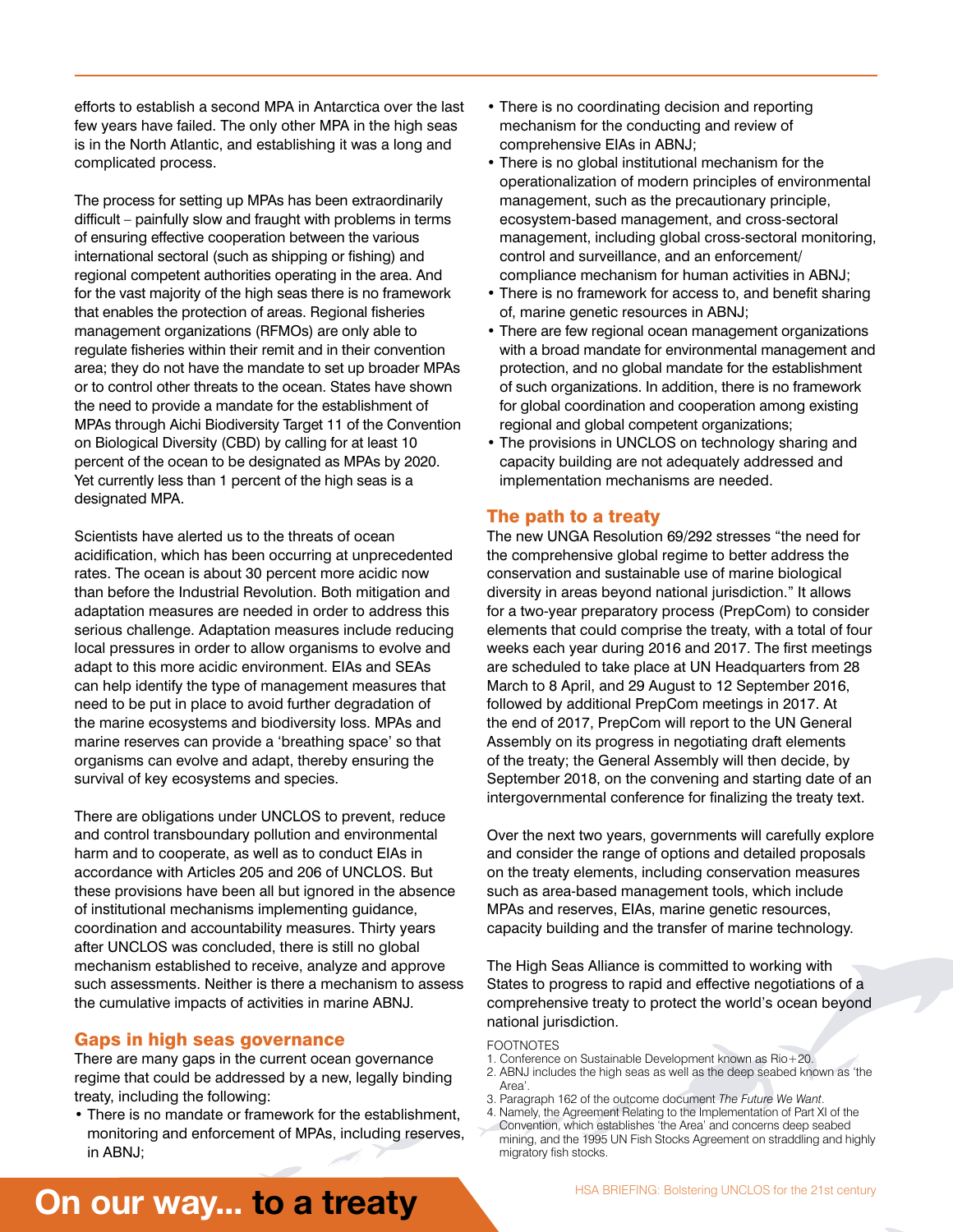efforts to establish a second MPA in Antarctica over the last few years have failed. The only other MPA in the high seas is in the North Atlantic, and establishing it was a long and complicated process.

The process for setting up MPAs has been extraordinarily difficult – painfully slow and fraught with problems in terms of ensuring effective cooperation between the various international sectoral (such as shipping or fishing) and regional competent authorities operating in the area. And for the vast majority of the high seas there is no framework that enables the protection of areas. Regional fisheries management organizations (RFMOs) are only able to regulate fisheries within their remit and in their convention area; they do not have the mandate to set up broader MPAs or to control other threats to the ocean. States have shown the need to provide a mandate for the establishment of MPAs through Aichi Biodiversity Target 11 of the Convention on Biological Diversity (CBD) by calling for at least 10 percent of the ocean to be designated as MPAs by 2020. Yet currently less than 1 percent of the high seas is a designated MPA.

Scientists have alerted us to the threats of ocean acidification, which has been occurring at unprecedented rates. The ocean is about 30 percent more acidic now than before the Industrial Revolution. Both mitigation and adaptation measures are needed in order to address this serious challenge. Adaptation measures include reducing local pressures in order to allow organisms to evolve and adapt to this more acidic environment. EIAs and SEAs can help identify the type of management measures that need to be put in place to avoid further degradation of the marine ecosystems and biodiversity loss. MPAs and marine reserves can provide a 'breathing space' so that organisms can evolve and adapt, thereby ensuring the survival of key ecosystems and species.

There are obligations under UNCLOS to prevent, reduce and control transboundary pollution and environmental harm and to cooperate, as well as to conduct EIAs in accordance with Articles 205 and 206 of UNCLOS. But these provisions have been all but ignored in the absence of institutional mechanisms implementing guidance, coordination and accountability measures. Thirty years after UNCLOS was concluded, there is still no global mechanism established to receive, analyze and approve such assessments. Neither is there a mechanism to assess the cumulative impacts of activities in marine ABNJ.

## Gaps in high seas governance

There are many gaps in the current ocean governance regime that could be addressed by a new, legally binding treaty, including the following:

- There is no mandate or framework for the establishment, monitoring and enforcement of MPAs, including reserves, in ABNJ;
- There is no coordinating decision and reporting mechanism for the conducting and review of comprehensive EIAs in ABNJ;
- There is no global institutional mechanism for the operationalization of modern principles of environmental management, such as the precautionary principle, ecosystem-based management, and cross-sectoral management, including global cross-sectoral monitoring, control and surveillance, and an enforcement/compliance mechanism for human activities in ABNJ;
- There is no framework for access to, and benefit sharing of, marine genetic resources in ABNJ;
- There are few regional ocean management organizations with a broad mandate for environmental management and protection, and no global mandate for the establishment of such organizations. In addition, there is no framework for global coordination and cooperation among existing regional and global competent organizations;
- The provisions in UNCLOS on technology sharing and capacity building are not adequately addressed and implementation mechanisms are needed.

## The path to a treaty

The new UNGA Resolution 69/292 stresses "the need for the comprehensive global regime to better address the conservation and sustainable use of marine biological diversity in areas beyond national jurisdiction." It allows for a two-year preparatory process (PrepCom) to consider elements that could comprise the treaty, with a total of four weeks each year during 2016 and 2017. The first meetings are scheduled to take place at UN Headquarters from 28 March to 8 April, and 29 August to 12 September 2016, followed by additional PrepCom meetings in 2017. At the end of 2017, PrepCom will report to the UN General Assembly on its progress in negotiating draft elements of the treaty; the General Assembly will then decide, by September 2018, on the convening and starting date of an intergovernmental conference for finalizing the treaty text.

Over the next two years, governments will carefully explore and consider the range of options and detailed proposals on the treaty elements, including conservation measures such as area-based management tools, which include MPAs and reserves, EIAs, marine genetic resources, capacity building and the transfer of marine technology.

The High Seas Alliance is committed to working with States to progress to rapid and effective negotiations of a comprehensive treaty to protect the world's ocean beyond national jurisdiction.

FOOTNOTES

1. Conference on Sustainable Development known as Rio+20.
2. ABNJ includes the high seas as well as the deep seabed known as 'the Area'.
3. Paragraph 162 of the outcome document *The Future We Want*.
4. Namely, the Agreement Relating to the Implementation of Part XI of the Convention, which establishes 'the Area' and concerns deep seabed mining, and the 1995 UN Fish Stocks Agreement on straddling and highly migratory fish stocks.

**On our way... to a treaty**